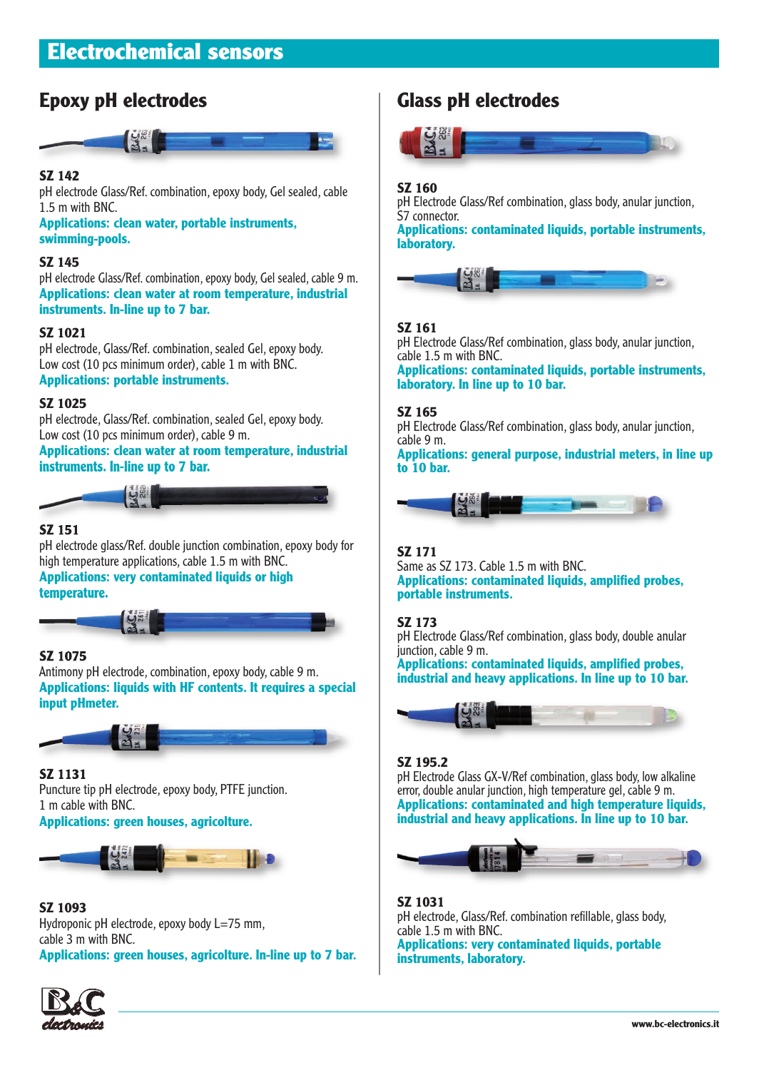# Electrochemical sensors

## Epoxy pH electrodes

**SZ 142**
pH electrode Glass/Ref. combination, epoxy body, Gel sealed, cable 1.5 m with BNC.
**Applications: clean water, portable instruments, swimming-pools.**

**SZ 145**
pH electrode Glass/Ref. combination, epoxy body, Gel sealed, cable 9 m.
**Applications: clean water at room temperature, industrial instruments. In-line up to 7 bar.**

**SZ 1021**
pH electrode, Glass/Ref. combination, sealed Gel, epoxy body. Low cost (10 pcs minimum order), cable 1 m with BNC.
**Applications: portable instruments.**

**SZ 1025**
pH electrode, Glass/Ref. combination, sealed Gel, epoxy body. Low cost (10 pcs minimum order), cable 9 m.
**Applications: clean water at room temperature, industrial instruments. In-line up to 7 bar.**

**SZ 151**
pH electrode glass/Ref. double junction combination, epoxy body for high temperature applications, cable 1.5 m with BNC.
**Applications: very contaminated liquids or high temperature.**

**SZ 1075**
Antimony pH electrode, combination, epoxy body, cable 9 m.
**Applications: liquids with HF contents. It requires a special input pHmeter.**

**SZ 1131**
Puncture tip pH electrode, epoxy body, PTFE junction. 1 m cable with BNC.
**Applications: green houses, agricolture.**

**SZ 1093**
Hydroponic pH electrode, epoxy body L=75 mm, cable 3 m with BNC.
**Applications: green houses, agricolture. In-line up to 7 bar.**

## Glass pH electrodes

**SZ 160**
pH Electrode Glass/Ref combination, glass body, anular junction, S7 connector.
**Applications: contaminated liquids, portable instruments, laboratory.**

**SZ 161**
pH Electrode Glass/Ref combination, glass body, anular junction, cable 1.5 m with BNC.
**Applications: contaminated liquids, portable instruments, laboratory. In line up to 10 bar.**

**SZ 165**
pH Electrode Glass/Ref combination, glass body, anular junction, cable 9 m.
**Applications: general purpose, industrial meters, in line up to 10 bar.**

**SZ 171**
Same as SZ 173. Cable 1.5 m with BNC.
**Applications: contaminated liquids, amplified probes, portable instruments.**

**SZ 173**
pH Electrode Glass/Ref combination, glass body, double anular junction, cable 9 m.
**Applications: contaminated liquids, amplified probes, industrial and heavy applications. In line up to 10 bar.**

**SZ 195.2**
pH Electrode Glass GX-V/Ref combination, glass body, low alkaline error, double anular junction, high temperature gel, cable 9 m.
**Applications: contaminated and high temperature liquids, industrial and heavy applications. In line up to 10 bar.**

**SZ 1031**
pH electrode, Glass/Ref. combination refillable, glass body, cable 1.5 m with BNC.
**Applications: very contaminated liquids, portable instruments, laboratory.**

www.bc-electronics.it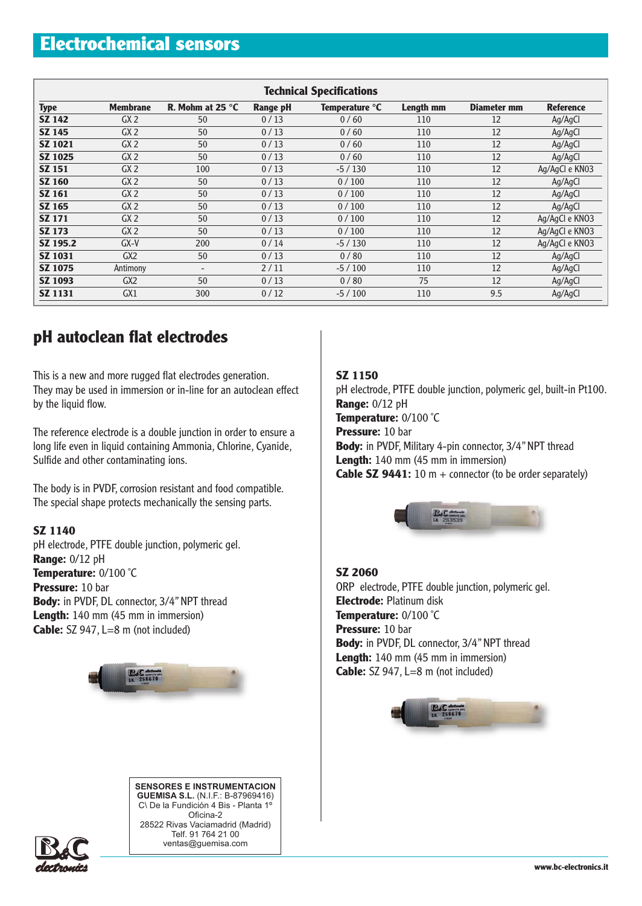# Electrochemical sensors

**Technical Specifications**

| Type | Membrane | R. Mohm at 25 °C | Range pH | Temperature °C | Length mm | Diameter mm | Reference |
|---|---|---|---|---|---|---|---|
| **SZ 142** | GX 2 | 50 | 0 / 13 | 0 / 60 | 110 | 12 | Ag/AgCl |
| **SZ 145** | GX 2 | 50 | 0 / 13 | 0 / 60 | 110 | 12 | Ag/AgCl |
| **SZ 1021** | GX 2 | 50 | 0 / 13 | 0 / 60 | 110 | 12 | Ag/AgCl |
| **SZ 1025** | GX 2 | 50 | 0 / 13 | 0 / 60 | 110 | 12 | Ag/AgCl |
| **SZ 151** | GX 2 | 100 | 0 / 13 | -5 / 130 | 110 | 12 | Ag/AgCl e KN03 |
| **SZ 160** | GX 2 | 50 | 0 / 13 | 0 / 100 | 110 | 12 | Ag/AgCl |
| **SZ 161** | GX 2 | 50 | 0 / 13 | 0 / 100 | 110 | 12 | Ag/AgCl |
| **SZ 165** | GX 2 | 50 | 0 / 13 | 0 / 100 | 110 | 12 | Ag/AgCl |
| **SZ 171** | GX 2 | 50 | 0 / 13 | 0 / 100 | 110 | 12 | Ag/AgCl e KN03 |
| **SZ 173** | GX 2 | 50 | 0 / 13 | 0 / 100 | 110 | 12 | Ag/AgCl e KN03 |
| **SZ 195.2** | GX-V | 200 | 0 / 14 | -5 / 130 | 110 | 12 | Ag/AgCl e KN03 |
| **SZ 1031** | GX2 | 50 | 0 / 13 | 0 / 80 | 110 | 12 | Ag/AgCl |
| **SZ 1075** | Antimony | - | 2 / 11 | -5 / 100 | 110 | 12 | Ag/AgCl |
| **SZ 1093** | GX2 | 50 | 0 / 13 | 0 / 80 | 75 | 12 | Ag/AgCl |
| **SZ 1131** | GX1 | 300 | 0 / 12 | -5 / 100 | 110 | 9.5 | Ag/AgCl |

## pH autoclean flat electrodes

This is a new and more rugged flat electrodes generation. They may be used in immersion or in-line for an autoclean effect by the liquid flow.

The reference electrode is a double junction in order to ensure a long life even in liquid containing Ammonia, Chlorine, Cyanide, Sulfide and other contaminating ions.

The body is in PVDF, corrosion resistant and food compatible. The special shape protects mechanically the sensing parts.

### SZ 1140

pH electrode, PTFE double junction, polymeric gel.
**Range:** 0/12 pH
**Temperature:** 0/100 °C
**Pressure:** 10 bar
**Body:** in PVDF, DL connector, 3/4" NPT thread
**Length:** 140 mm (45 mm in immersion)
**Cable:** SZ 947, L=8 m (not included)

### SZ 1150

pH electrode, PTFE double junction, polymeric gel, built-in Pt100.
**Range:** 0/12 pH
**Temperature:** 0/100 °C
**Pressure:** 10 bar
**Body:** in PVDF, Military 4-pin connector, 3/4" NPT thread
**Length:** 140 mm (45 mm in immersion)
**Cable SZ 9441:** 10 m + connector (to be order separately)

### SZ 2060

ORP electrode, PTFE double junction, polymeric gel.
**Electrode:** Platinum disk
**Temperature:** 0/100 °C
**Pressure:** 10 bar
**Body:** in PVDF, DL connector, 3/4" NPT thread
**Length:** 140 mm (45 mm in immersion)
**Cable:** SZ 947, L=8 m (not included)

**SENSORES E INSTRUMENTACION GUEMISA S.L.** (N.I.F.: B-87969416)
C\ De la Fundición 4 Bis - Planta 1º
Oficina-2
28522 Rivas Vaciamadrid (Madrid)
Telf. 91 764 21 00
ventas@guemisa.com

www.bc-electronics.it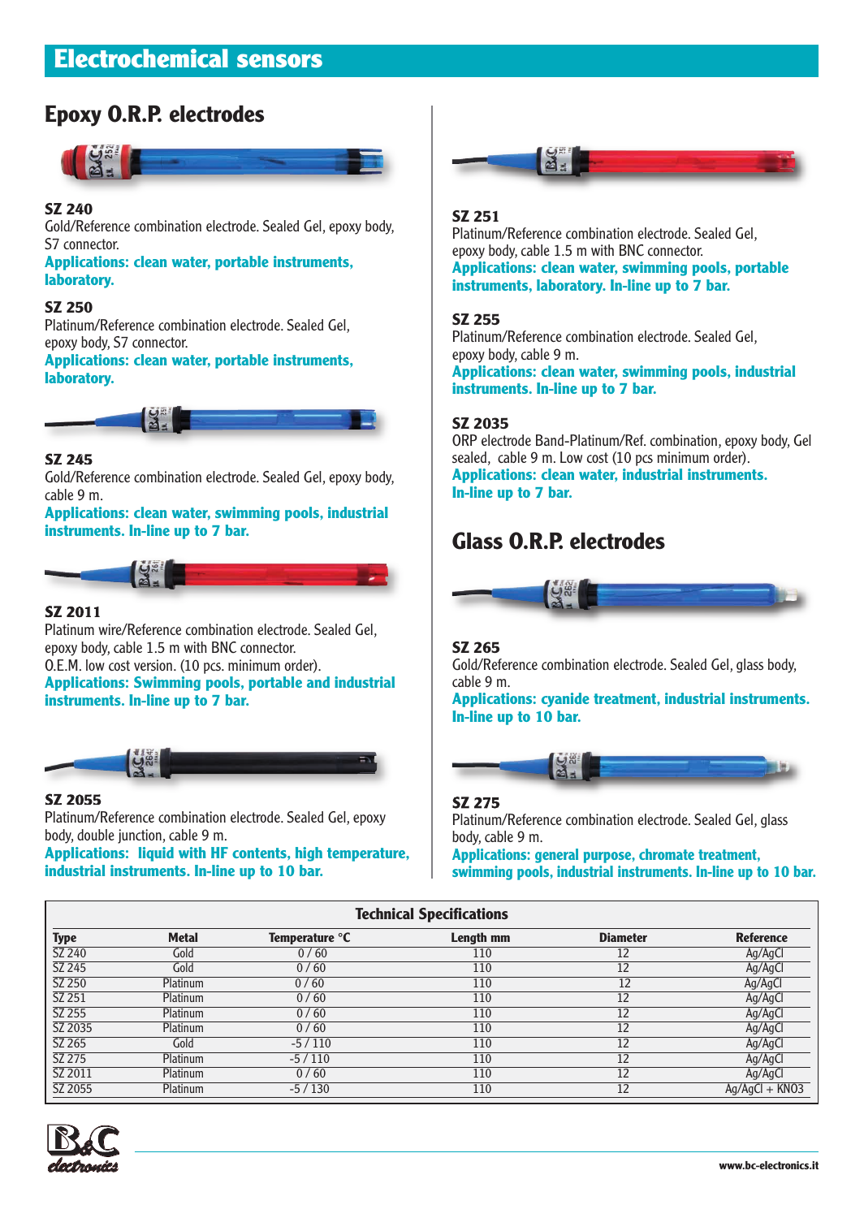# Electrochemical sensors

## Epoxy O.R.P. electrodes

**SZ 240**
Gold/Reference combination electrode. Sealed Gel, epoxy body, S7 connector.
**Applications: clean water, portable instruments, laboratory.**

**SZ 250**
Platinum/Reference combination electrode. Sealed Gel, epoxy body, S7 connector.
**Applications: clean water, portable instruments, laboratory.**

**SZ 245**
Gold/Reference combination electrode. Sealed Gel, epoxy body, cable 9 m.
**Applications: clean water, swimming pools, industrial instruments. In-line up to 7 bar.**

**SZ 2011**
Platinum wire/Reference combination electrode. Sealed Gel, epoxy body, cable 1.5 m with BNC connector.
O.E.M. low cost version. (10 pcs. minimum order).
**Applications: Swimming pools, portable and industrial instruments. In-line up to 7 bar.**

**SZ 2055**
Platinum/Reference combination electrode. Sealed Gel, epoxy body, double junction, cable 9 m.
**Applications: liquid with HF contents, high temperature, industrial instruments. In-line up to 10 bar.**

**SZ 251**
Platinum/Reference combination electrode. Sealed Gel, epoxy body, cable 1.5 m with BNC connector.
**Applications: clean water, swimming pools, portable instruments, laboratory. In-line up to 7 bar.**

**SZ 255**
Platinum/Reference combination electrode. Sealed Gel, epoxy body, cable 9 m.
**Applications: clean water, swimming pools, industrial instruments. In-line up to 7 bar.**

**SZ 2035**
ORP electrode Band-Platinum/Ref. combination, epoxy body, Gel sealed, cable 9 m. Low cost (10 pcs minimum order).
**Applications: clean water, industrial instruments. In-line up to 7 bar.**

## Glass O.R.P. electrodes

**SZ 265**
Gold/Reference combination electrode. Sealed Gel, glass body, cable 9 m.
**Applications: cyanide treatment, industrial instruments. In-line up to 10 bar.**

**SZ 275**
Platinum/Reference combination electrode. Sealed Gel, glass body, cable 9 m.
**Applications: general purpose, chromate treatment, swimming pools, industrial instruments. In-line up to 10 bar.**

### Technical Specifications

| Type | Metal | Temperature °C | Length mm | Diameter | Reference |
|---|---|---|---|---|---|
| SZ 240 | Gold | 0 / 60 | 110 | 12 | Ag/AgCl |
| SZ 245 | Gold | 0 / 60 | 110 | 12 | Ag/AgCl |
| SZ 250 | Platinum | 0 / 60 | 110 | 12 | Ag/AgCl |
| SZ 251 | Platinum | 0 / 60 | 110 | 12 | Ag/AgCl |
| SZ 255 | Platinum | 0 / 60 | 110 | 12 | Ag/AgCl |
| SZ 2035 | Platinum | 0 / 60 | 110 | 12 | Ag/AgCl |
| SZ 265 | Gold | -5 / 110 | 110 | 12 | Ag/AgCl |
| SZ 275 | Platinum | -5 / 110 | 110 | 12 | Ag/AgCl |
| SZ 2011 | Platinum | 0 / 60 | 110 | 12 | Ag/AgCl |
| SZ 2055 | Platinum | -5 / 130 | 110 | 12 | Ag/AgCl + $KNO_3$ |

www.bc-electronics.it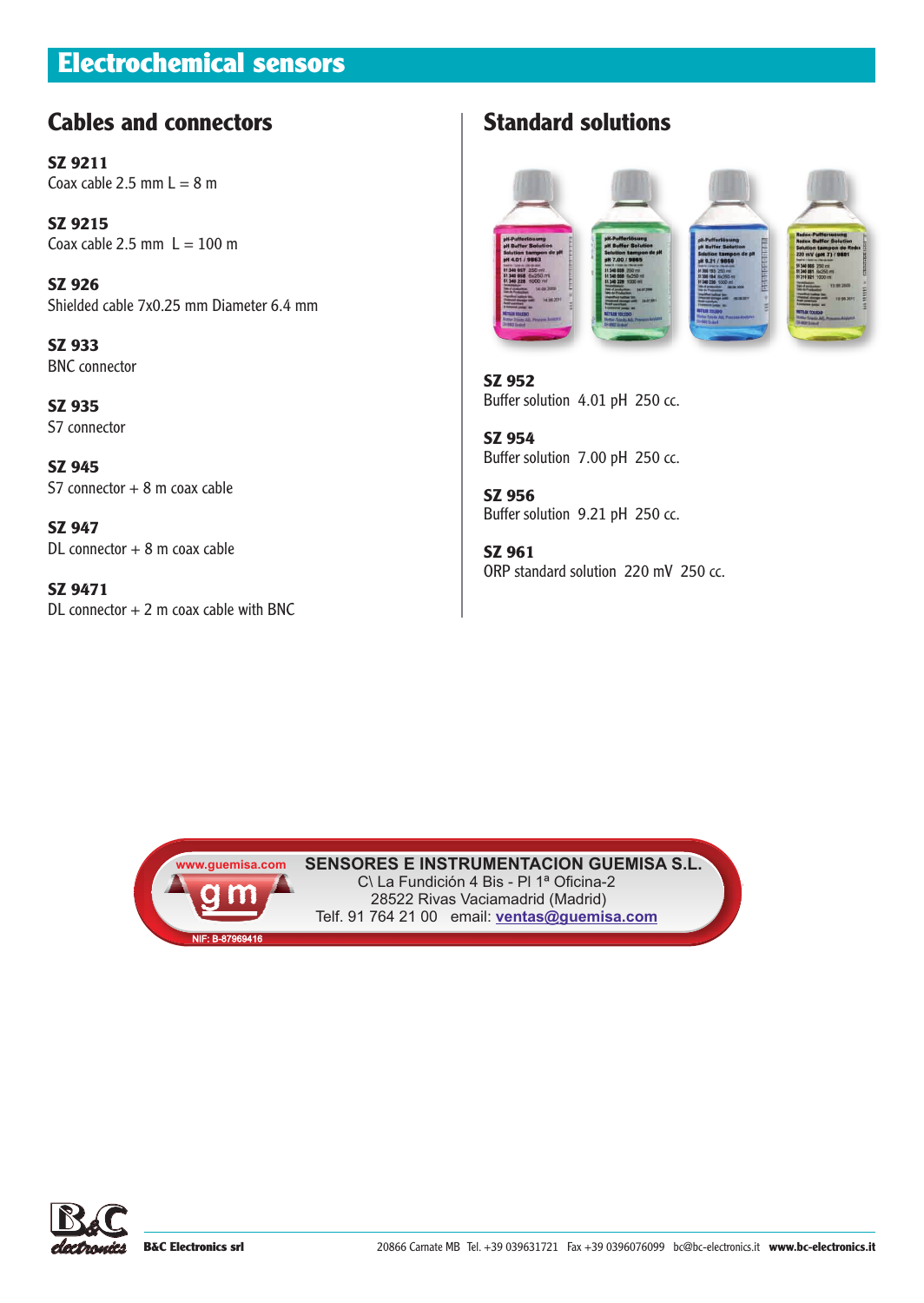# Electrochemical sensors

## Cables and connectors

**SZ 9211**
Coax cable 2.5 mm L = 8 m

**SZ 9215**
Coax cable 2.5 mm L = 100 m

**SZ 926**
Shielded cable 7x0.25 mm Diameter 6.4 mm

**SZ 933**
BNC connector

**SZ 935**
S7 connector

**SZ 945**
S7 connector + 8 m coax cable

**SZ 947**
DL connector + 8 m coax cable

**SZ 9471**
DL connector + 2 m coax cable with BNC

## Standard solutions

**SZ 952**
Buffer solution 4.01 pH 250 cc.

**SZ 954**
Buffer solution 7.00 pH 250 cc.

**SZ 956**
Buffer solution 9.21 pH 250 cc.

**SZ 961**
ORP standard solution 220 mV 250 cc.

www.guemisa.com

SENSORES E INSTRUMENTACION GUEMISA S.L.
C\ La Fundición 4 Bis - Pl 1ª Oficina-2
28522 Rivas Vaciamadrid (Madrid)
Telf. 91 764 21 00 email: ventas@guemisa.com

NIF: B-87969416

B&C Electronics srl 20866 Carnate MB Tel. +39 039631721 Fax +39 0396076099 bc@bc-electronics.it www.bc-electronics.it